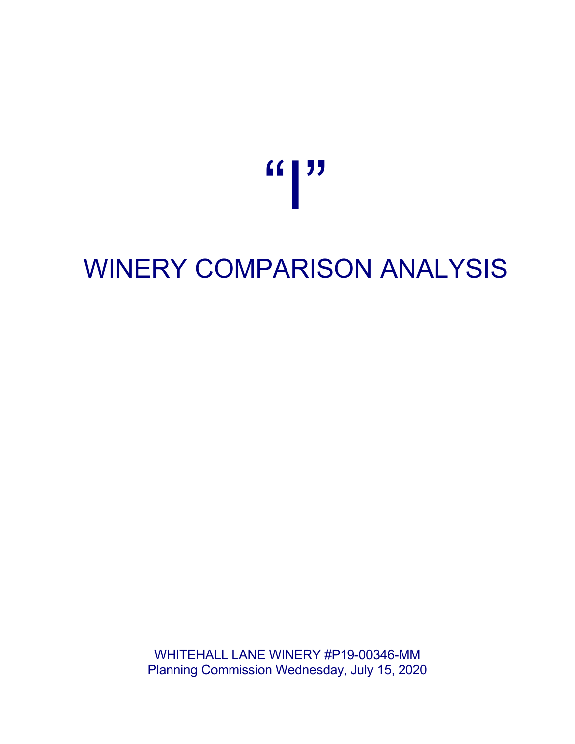# "I"

# WINERY COMPARISON ANALYSIS

WHITEHALL LANE WINERY #P19-00346-MM
Planning Commission Wednesday, July 15, 2020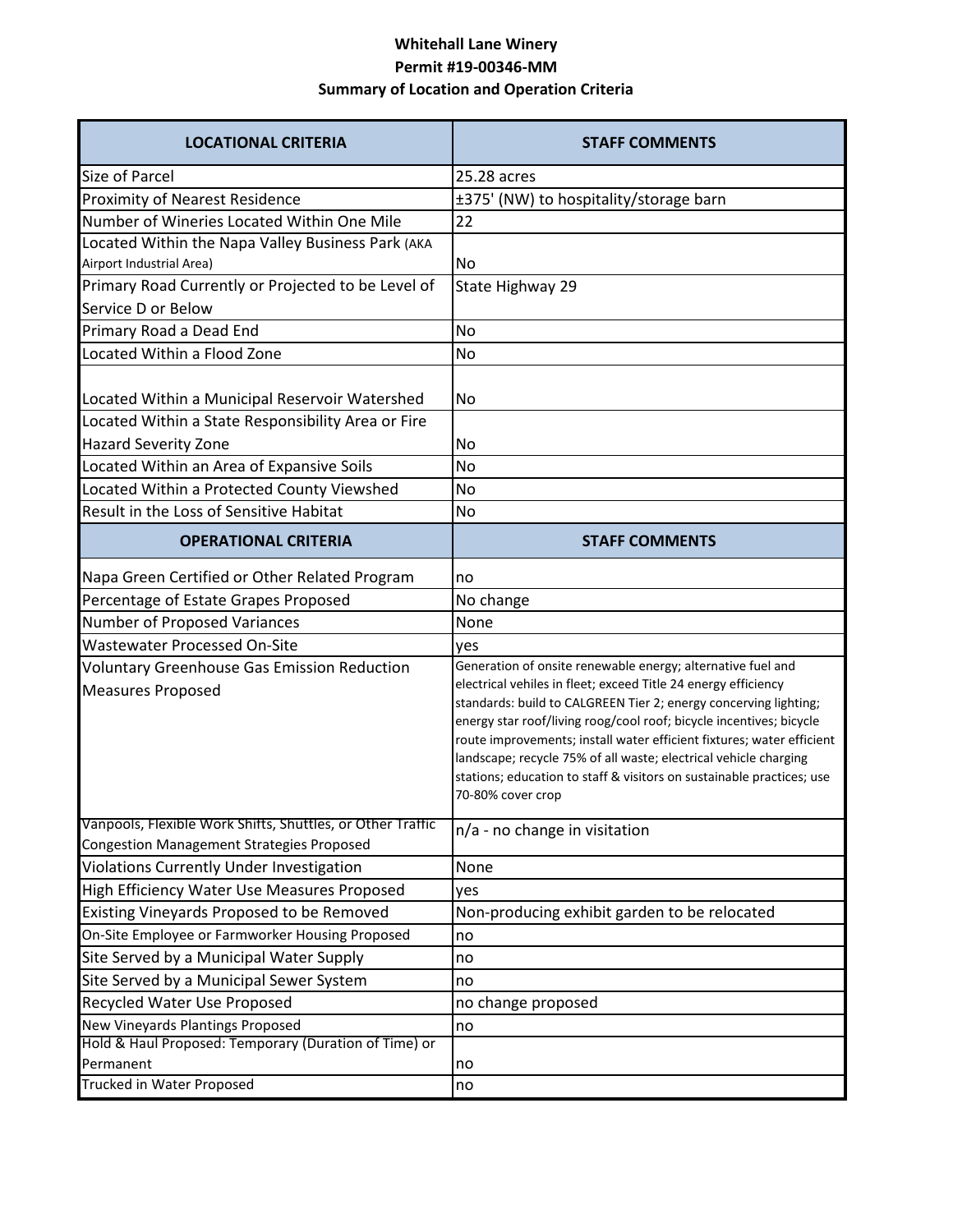**Whitehall Lane Winery**
**Permit #19-00346-MM**
**Summary of Location and Operation Criteria**

| LOCATIONAL CRITERIA | STAFF COMMENTS |
|---|---|
| Size of Parcel | 25.28 acres |
| Proximity of Nearest Residence | ±375' (NW) to hospitality/storage barn |
| Number of Wineries Located Within One Mile | 22 |
| Located Within the Napa Valley Business Park (AKA Airport Industrial Area) | No |
| Primary Road Currently or Projected to be Level of Service D or Below | State Highway 29 |
| Primary Road a Dead End | No |
| Located Within a Flood Zone | No |
| Located Within a Municipal Reservoir Watershed | No |
| Located Within a State Responsibility Area or Fire Hazard Severity Zone | No |
| Located Within an Area of Expansive Soils | No |
| Located Within a Protected County Viewshed | No |
| Result in the Loss of Sensitive Habitat | No |
| **OPERATIONAL CRITERIA** | **STAFF COMMENTS** |
| Napa Green Certified or Other Related Program | no |
| Percentage of Estate Grapes Proposed | No change |
| Number of Proposed Variances | None |
| Wastewater Processed On-Site | yes |
| Voluntary Greenhouse Gas Emission Reduction Measures Proposed | Generation of onsite renewable energy; alternative fuel and electrical vehiles in fleet; exceed Title 24 energy efficiency standards: build to CALGREEN Tier 2; energy concerving lighting; energy star roof/living roog/cool roof; bicycle incentives; bicycle route improvements; install water efficient fixtures; water efficient landscape; recycle 75% of all waste; electrical vehicle charging stations; education to staff & visitors on sustainable practices; use 70-80% cover crop |
| Vanpools, Flexible Work Shifts, Shuttles, or Other Traffic Congestion Management Strategies Proposed | n/a - no change in visitation |
| Violations Currently Under Investigation | None |
| High Efficiency Water Use Measures Proposed | yes |
| Existing Vineyards Proposed to be Removed | Non-producing exhibit garden to be relocated |
| On-Site Employee or Farmworker Housing Proposed | no |
| Site Served by a Municipal Water Supply | no |
| Site Served by a Municipal Sewer System | no |
| Recycled Water Use Proposed | no change proposed |
| New Vineyards Plantings Proposed | no |
| Hold & Haul Proposed: Temporary (Duration of Time) or Permanent | no |
| Trucked in Water Proposed | no |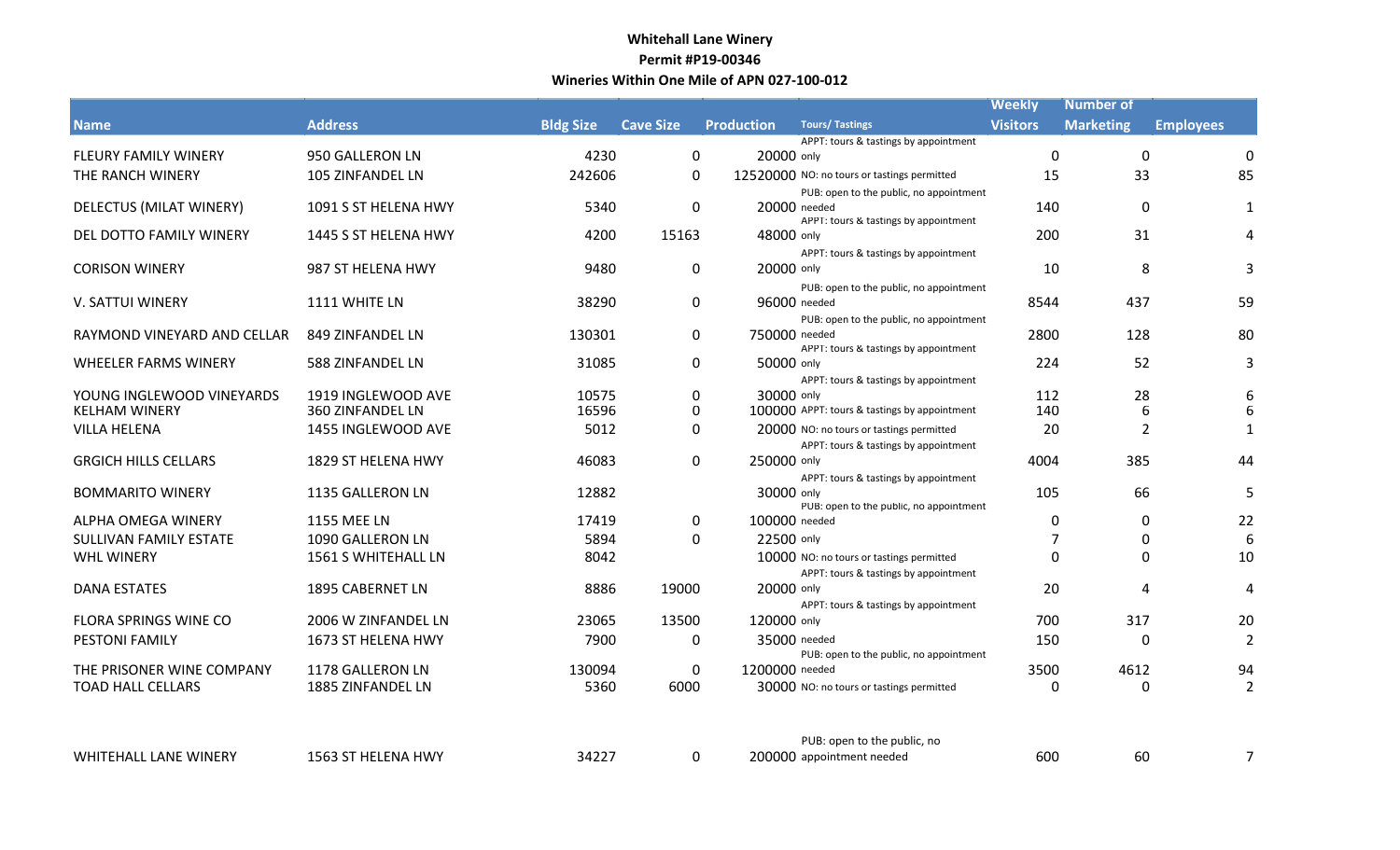**Whitehall Lane Winery**
**Permit #P19-00346**
**Wineries Within One Mile of APN 027-100-012**

| Name | Address | Bldg Size | Cave Size | Production | Tours/ Tastings | Weekly Visitors | Number of Marketing | Employees |
|---|---|---|---|---|---|---|---|---|
| FLEURY FAMILY WINERY | 950 GALLERON LN | 4230 | 0 | 20000 | APPT: tours & tastings by appointment only | 0 | 0 | 0 |
| THE RANCH WINERY | 105 ZINFANDEL LN | 242606 | 0 | 12520000 | NO: no tours or tastings permitted | 15 | 33 | 85 |
| DELECTUS (MILAT WINERY) | 1091 S ST HELENA HWY | 5340 | 0 | 20000 | PUB: open to the public, no appointment needed | 140 | 0 | 1 |
| DEL DOTTO FAMILY WINERY | 1445 S ST HELENA HWY | 4200 | 15163 | 48000 | APPT: tours & tastings by appointment only | 200 | 31 | 4 |
| CORISON WINERY | 987 ST HELENA HWY | 9480 | 0 | 20000 | APPT: tours & tastings by appointment only | 10 | 8 | 3 |
| V. SATTUI WINERY | 1111 WHITE LN | 38290 | 0 | 96000 | PUB: open to the public, no appointment needed | 8544 | 437 | 59 |
| RAYMOND VINEYARD AND CELLAR | 849 ZINFANDEL LN | 130301 | 0 | 750000 | PUB: open to the public, no appointment needed | 2800 | 128 | 80 |
| WHEELER FARMS WINERY | 588 ZINFANDEL LN | 31085 | 0 | 50000 | APPT: tours & tastings by appointment only | 224 | 52 | 3 |
| YOUNG INGLEWOOD VINEYARDS | 1919 INGLEWOOD AVE | 10575 | 0 | 30000 | APPT: tours & tastings by appointment only | 112 | 28 | 6 |
| KELHAM WINERY | 360 ZINFANDEL LN | 16596 | 0 | 100000 | APPT: tours & tastings by appointment | 140 | 6 | 6 |
| VILLA HELENA | 1455 INGLEWOOD AVE | 5012 | 0 | 20000 | NO: no tours or tastings permitted | 20 | 2 | 1 |
| GRGICH HILLS CELLARS | 1829 ST HELENA HWY | 46083 | 0 | 250000 | APPT: tours & tastings by appointment only | 4004 | 385 | 44 |
| BOMMARITO WINERY | 1135 GALLERON LN | 12882 | | 30000 | APPT: tours & tastings by appointment only | 105 | 66 | 5 |
| ALPHA OMEGA WINERY | 1155 MEE LN | 17419 | 0 | 100000 | PUB: open to the public, no appointment needed | 0 | 0 | 22 |
| SULLIVAN FAMILY ESTATE | 1090 GALLERON LN | 5894 | 0 | 22500 | only | 7 | 0 | 6 |
| WHL WINERY | 1561 S WHITEHALL LN | 8042 | | 10000 | NO: no tours or tastings permitted | 0 | 0 | 10 |
| DANA ESTATES | 1895 CABERNET LN | 8886 | 19000 | 20000 | APPT: tours & tastings by appointment only | 20 | 4 | 4 |
| FLORA SPRINGS WINE CO | 2006 W ZINFANDEL LN | 23065 | 13500 | 120000 | APPT: tours & tastings by appointment only | 700 | 317 | 20 |
| PESTONI FAMILY | 1673 ST HELENA HWY | 7900 | 0 | 35000 | needed | 150 | 0 | 2 |
| THE PRISONER WINE COMPANY | 1178 GALLERON LN | 130094 | 0 | 1200000 | PUB: open to the public, no appointment needed | 3500 | 4612 | 94 |
| TOAD HALL CELLARS | 1885 ZINFANDEL LN | 5360 | 6000 | 30000 | NO: no tours or tastings permitted | 0 | 0 | 2 |
| WHITEHALL LANE WINERY | 1563 ST HELENA HWY | 34227 | 0 | 200000 | PUB: open to the public, no appointment needed | 600 | 60 | 7 |